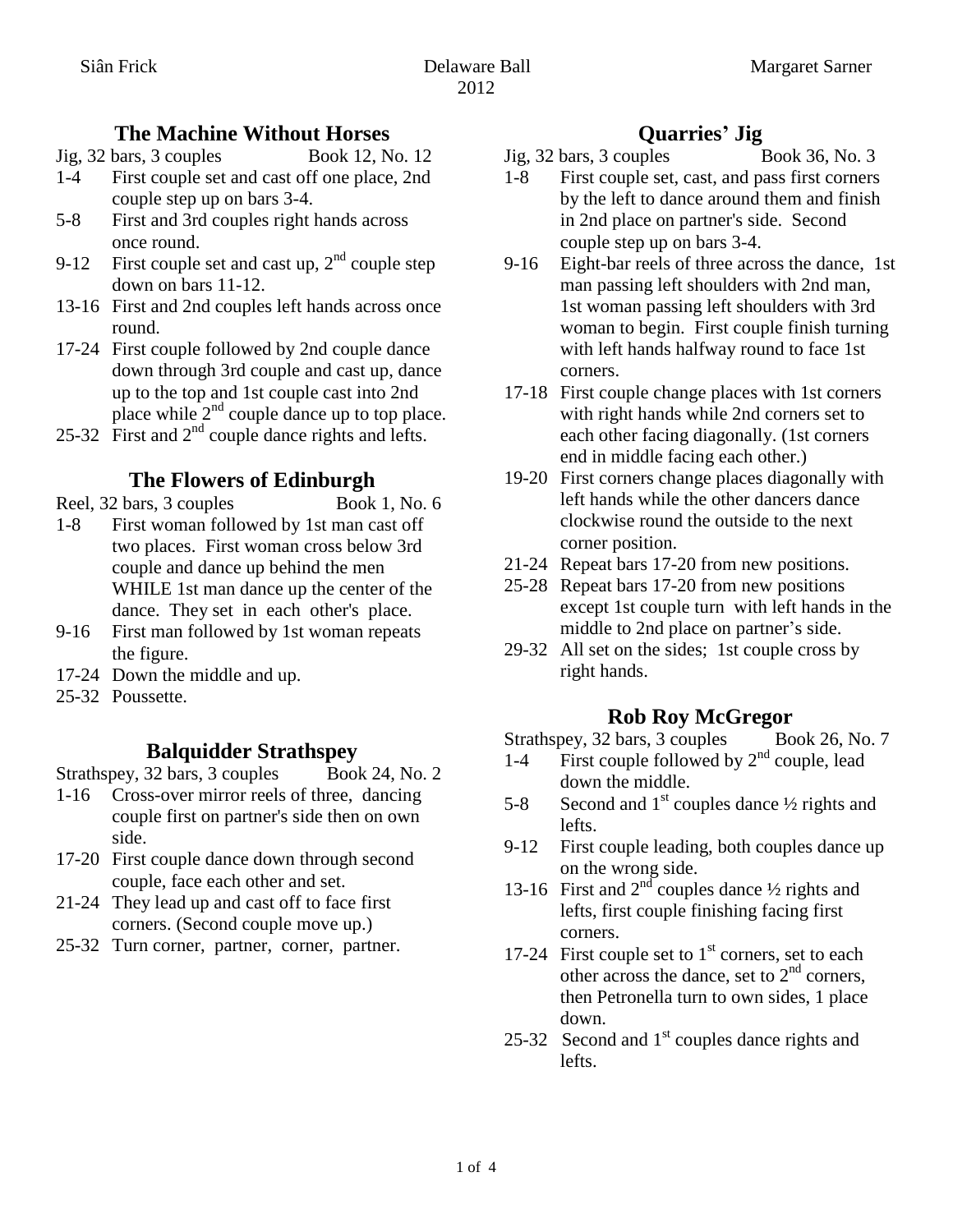# Delaware Ball 2012

Siân Frick — Margaret Sarner

## The Machine Without Horses

Jig, 32 bars, 3 couples — Book 12, No. 12

- 1-4 First couple set and cast off one place, 2nd couple step up on bars 3-4.
- 5-8 First and 3rd couples right hands across once round.
- 9-12 First couple set and cast up, 2nd couple step down on bars 11-12.
- 13-16 First and 2nd couples left hands across once round.
- 17-24 First couple followed by 2nd couple dance down through 3rd couple and cast up, dance up to the top and 1st couple cast into 2nd place while 2nd couple dance up to top place.
- 25-32 First and 2nd couple dance rights and lefts.

## The Flowers of Edinburgh

Reel, 32 bars, 3 couples — Book 1, No. 6

- 1-8 First woman followed by 1st man cast off two places. First woman cross below 3rd couple and dance up behind the men WHILE 1st man dance up the center of the dance. They set in each other's place.
- 9-16 First man followed by 1st woman repeats the figure.
- 17-24 Down the middle and up.
- 25-32 Poussette.

## Balquidder Strathspey

Strathspey, 32 bars, 3 couples — Book 24, No. 2

- 1-16 Cross-over mirror reels of three, dancing couple first on partner's side then on own side.
- 17-20 First couple dance down through second couple, face each other and set.
- 21-24 They lead up and cast off to face first corners. (Second couple move up.)
- 25-32 Turn corner, partner, corner, partner.

## Quarries' Jig

Jig, 32 bars, 3 couples — Book 36, No. 3

- 1-8 First couple set, cast, and pass first corners by the left to dance around them and finish in 2nd place on partner's side. Second couple step up on bars 3-4.
- 9-16 Eight-bar reels of three across the dance, 1st man passing left shoulders with 2nd man, 1st woman passing left shoulders with 3rd woman to begin. First couple finish turning with left hands halfway round to face 1st corners.
- 17-18 First couple change places with 1st corners with right hands while 2nd corners set to each other facing diagonally. (1st corners end in middle facing each other.)
- 19-20 First corners change places diagonally with left hands while the other dancers dance clockwise round the outside to the next corner position.
- 21-24 Repeat bars 17-20 from new positions.
- 25-28 Repeat bars 17-20 from new positions except 1st couple turn with left hands in the middle to 2nd place on partner's side.
- 29-32 All set on the sides; 1st couple cross by right hands.

## Rob Roy McGregor

Strathspey, 32 bars, 3 couples — Book 26, No. 7

- 1-4 First couple followed by 2nd couple, lead down the middle.
- 5-8 Second and 1st couples dance ½ rights and lefts.
- 9-12 First couple leading, both couples dance up on the wrong side.
- 13-16 First and 2nd couples dance ½ rights and lefts, first couple finishing facing first corners.
- 17-24 First couple set to 1st corners, set to each other across the dance, set to 2nd corners, then Petronella turn to own sides, 1 place down.
- 25-32 Second and 1st couples dance rights and lefts.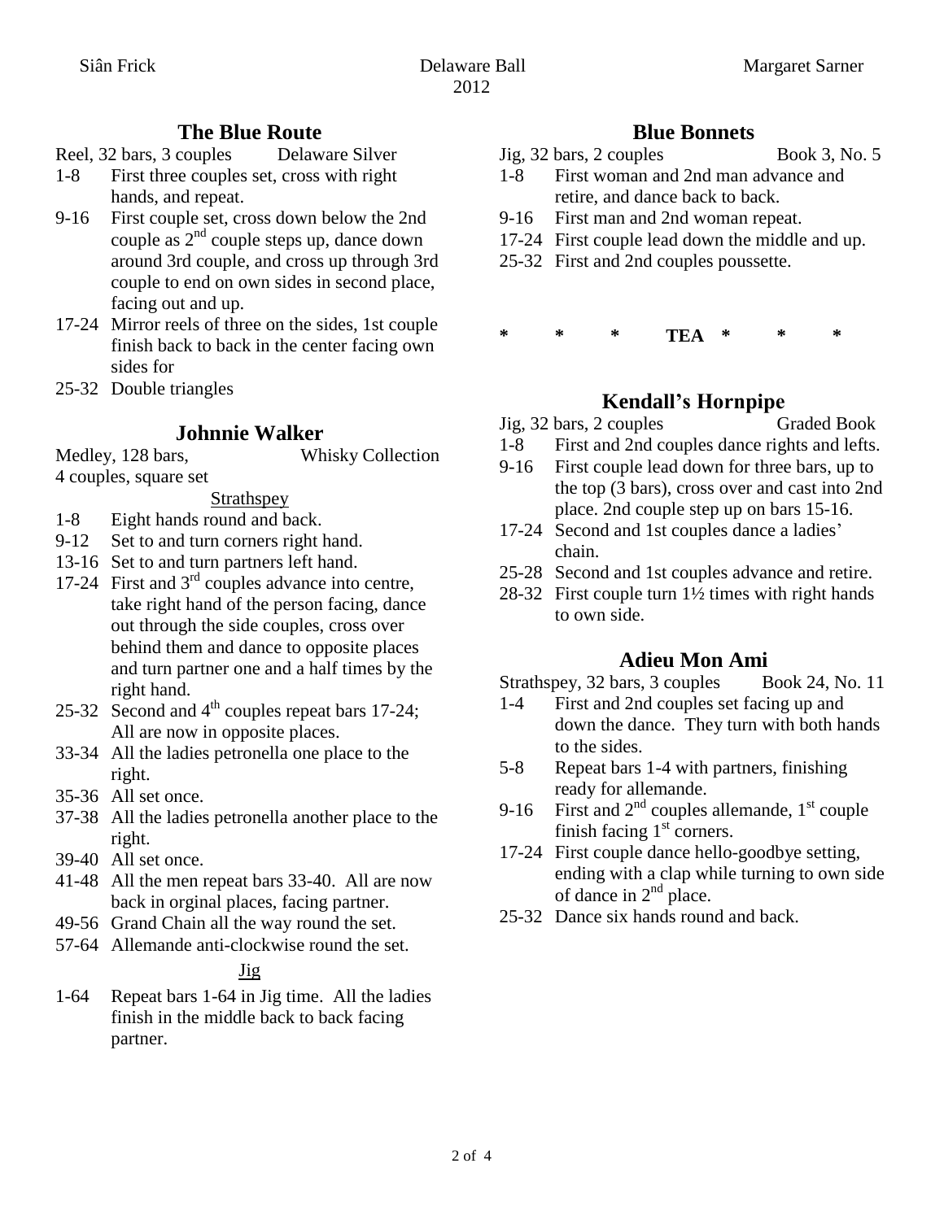## The Blue Route

Reel, 32 bars, 3 couples Delaware Silver

- 1-8 First three couples set, cross with right hands, and repeat.
- 9-16 First couple set, cross down below the 2nd couple as 2nd couple steps up, dance down around 3rd couple, and cross up through 3rd couple to end on own sides in second place, facing out and up.
- 17-24 Mirror reels of three on the sides, 1st couple finish back to back in the center facing own sides for
- 25-32 Double triangles

## Johnnie Walker

Medley, 128 bars, Whisky Collection
4 couples, square set

<u>Strathspey</u>

- 1-8 Eight hands round and back.
- 9-12 Set to and turn corners right hand.
- 13-16 Set to and turn partners left hand.
- 17-24 First and 3rd couples advance into centre, take right hand of the person facing, dance out through the side couples, cross over behind them and dance to opposite places and turn partner one and a half times by the right hand.
- 25-32 Second and 4th couples repeat bars 17-24; All are now in opposite places.
- 33-34 All the ladies petronella one place to the right.
- 35-36 All set once.
- 37-38 All the ladies petronella another place to the right.
- 39-40 All set once.
- 41-48 All the men repeat bars 33-40. All are now back in orginal places, facing partner.
- 49-56 Grand Chain all the way round the set.
- 57-64 Allemande anti-clockwise round the set.

<u>Jig</u>

- 1-64 Repeat bars 1-64 in Jig time. All the ladies finish in the middle back to back facing partner.

## Blue Bonnets

Jig, 32 bars, 2 couples Book 3, No. 5

- 1-8 First woman and 2nd man advance and retire, and dance back to back.
- 9-16 First man and 2nd woman repeat.
- 17-24 First couple lead down the middle and up.
- 25-32 First and 2nd couples poussette.

\* \* \* TEA \* \* \*

## Kendall's Hornpipe

Jig, 32 bars, 2 couples Graded Book

- 1-8 First and 2nd couples dance rights and lefts.
- 9-16 First couple lead down for three bars, up to the top (3 bars), cross over and cast into 2nd place. 2nd couple step up on bars 15-16.
- 17-24 Second and 1st couples dance a ladies' chain.
- 25-28 Second and 1st couples advance and retire.
- 28-32 First couple turn 1½ times with right hands to own side.

## Adieu Mon Ami

Strathspey, 32 bars, 3 couples Book 24, No. 11

- 1-4 First and 2nd couples set facing up and down the dance. They turn with both hands to the sides.
- 5-8 Repeat bars 1-4 with partners, finishing ready for allemande.
- 9-16 First and 2nd couples allemande, 1st couple finish facing 1st corners.
- 17-24 First couple dance hello-goodbye setting, ending with a clap while turning to own side of dance in 2nd place.
- 25-32 Dance six hands round and back.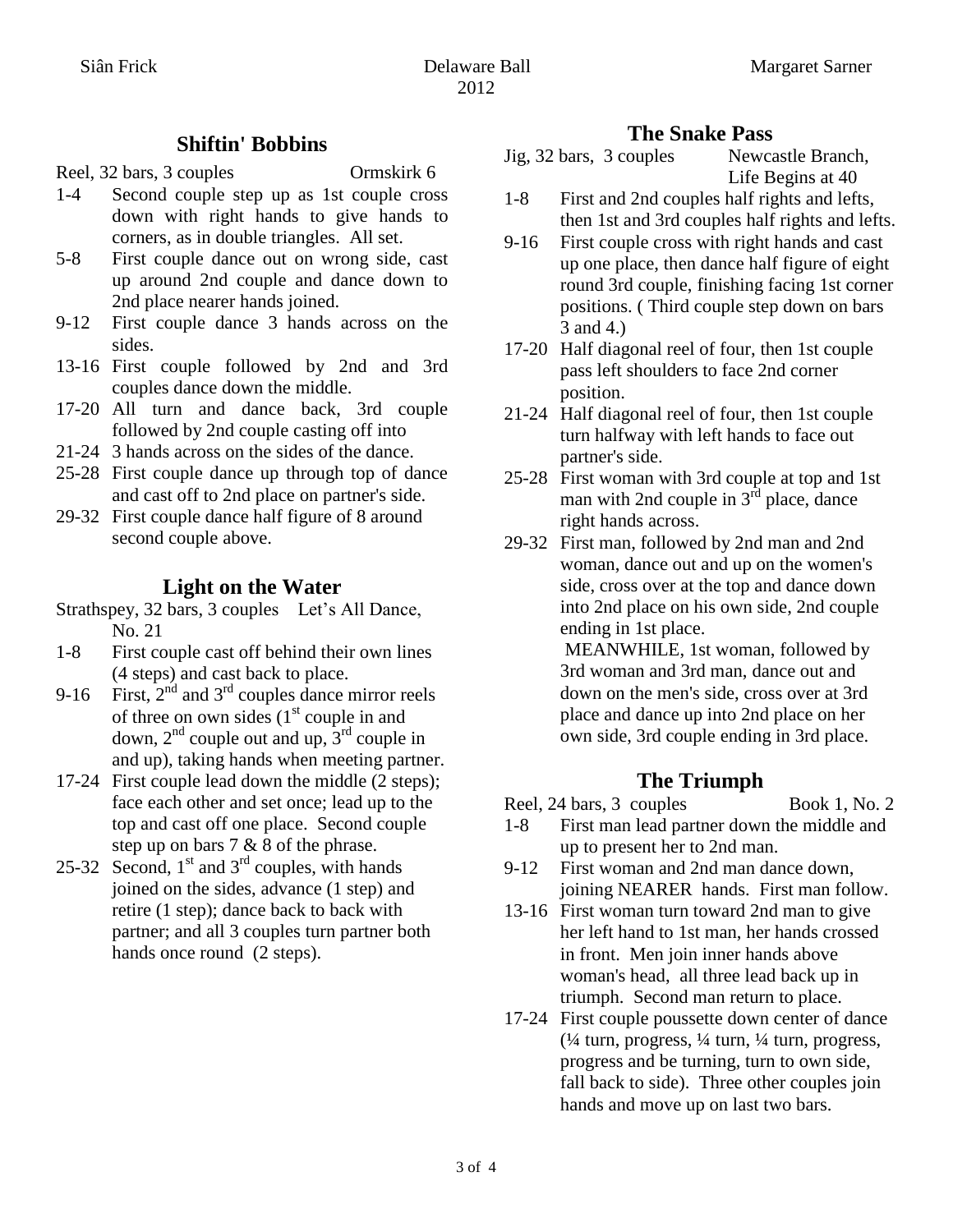## Shiftin' Bobbins

Reel, 32 bars, 3 couples — Ormskirk 6

- 1-4 Second couple step up as 1st couple cross down with right hands to give hands to corners, as in double triangles. All set.
- 5-8 First couple dance out on wrong side, cast up around 2nd couple and dance down to 2nd place nearer hands joined.
- 9-12 First couple dance 3 hands across on the sides.
- 13-16 First couple followed by 2nd and 3rd couples dance down the middle.
- 17-20 All turn and dance back, 3rd couple followed by 2nd couple casting off into
- 21-24 3 hands across on the sides of the dance.
- 25-28 First couple dance up through top of dance and cast off to 2nd place on partner's side.
- 29-32 First couple dance half figure of 8 around second couple above.

## Light on the Water

Strathspey, 32 bars, 3 couples — Let's All Dance, No. 21

- 1-8 First couple cast off behind their own lines (4 steps) and cast back to place.
- 9-16 First, 2nd and 3rd couples dance mirror reels of three on own sides (1st couple in and down, 2nd couple out and up, 3rd couple in and up), taking hands when meeting partner.
- 17-24 First couple lead down the middle (2 steps); face each other and set once; lead up to the top and cast off one place. Second couple step up on bars 7 & 8 of the phrase.
- 25-32 Second, 1st and 3rd couples, with hands joined on the sides, advance (1 step) and retire (1 step); dance back to back with partner; and all 3 couples turn partner both hands once round (2 steps).

## The Snake Pass

Jig, 32 bars, 3 couples — Newcastle Branch, Life Begins at 40

- 1-8 First and 2nd couples half rights and lefts, then 1st and 3rd couples half rights and lefts.
- 9-16 First couple cross with right hands and cast up one place, then dance half figure of eight round 3rd couple, finishing facing 1st corner positions. ( Third couple step down on bars 3 and 4.)
- 17-20 Half diagonal reel of four, then 1st couple pass left shoulders to face 2nd corner position.
- 21-24 Half diagonal reel of four, then 1st couple turn halfway with left hands to face out partner's side.
- 25-28 First woman with 3rd couple at top and 1st man with 2nd couple in 3rd place, dance right hands across.
- 29-32 First man, followed by 2nd man and 2nd woman, dance out and up on the women's side, cross over at the top and dance down into 2nd place on his own side, 2nd couple ending in 1st place.

  MEANWHILE, 1st woman, followed by 3rd woman and 3rd man, dance out and down on the men's side, cross over at 3rd place and dance up into 2nd place on her own side, 3rd couple ending in 3rd place.

## The Triumph

Reel, 24 bars, 3 couples — Book 1, No. 2

- 1-8 First man lead partner down the middle and up to present her to 2nd man.
- 9-12 First woman and 2nd man dance down, joining NEARER hands. First man follow.
- 13-16 First woman turn toward 2nd man to give her left hand to 1st man, her hands crossed in front. Men join inner hands above woman's head, all three lead back up in triumph. Second man return to place.
- 17-24 First couple poussette down center of dance (¼ turn, progress, ¼ turn, ¼ turn, progress, progress and be turning, turn to own side, fall back to side). Three other couples join hands and move up on last two bars.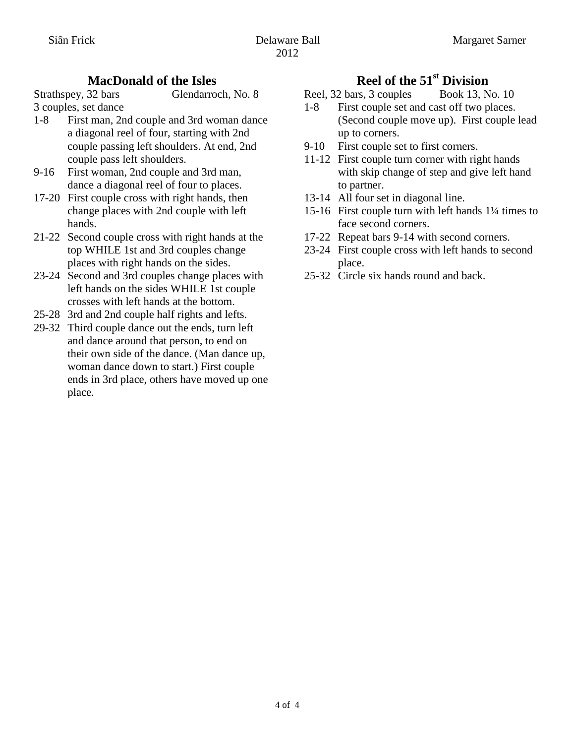## MacDonald of the Isles

Strathspey, 32 bars Glendarroch, No. 8
3 couples, set dance

- 1-8 First man, 2nd couple and 3rd woman dance a diagonal reel of four, starting with 2nd couple passing left shoulders. At end, 2nd couple pass left shoulders.
- 9-16 First woman, 2nd couple and 3rd man, dance a diagonal reel of four to places.
- 17-20 First couple cross with right hands, then change places with 2nd couple with left hands.
- 21-22 Second couple cross with right hands at the top WHILE 1st and 3rd couples change places with right hands on the sides.
- 23-24 Second and 3rd couples change places with left hands on the sides WHILE 1st couple crosses with left hands at the bottom.
- 25-28 3rd and 2nd couple half rights and lefts.
- 29-32 Third couple dance out the ends, turn left and dance around that person, to end on their own side of the dance. (Man dance up, woman dance down to start.) First couple ends in 3rd place, others have moved up one place.

## Reel of the 51st Division

Reel, 32 bars, 3 couples Book 13, No. 10

- 1-8 First couple set and cast off two places. (Second couple move up). First couple lead up to corners.
- 9-10 First couple set to first corners.
- 11-12 First couple turn corner with right hands with skip change of step and give left hand to partner.
- 13-14 All four set in diagonal line.
- 15-16 First couple turn with left hands 1¼ times to face second corners.
- 17-22 Repeat bars 9-14 with second corners.
- 23-24 First couple cross with left hands to second place.
- 25-32 Circle six hands round and back.